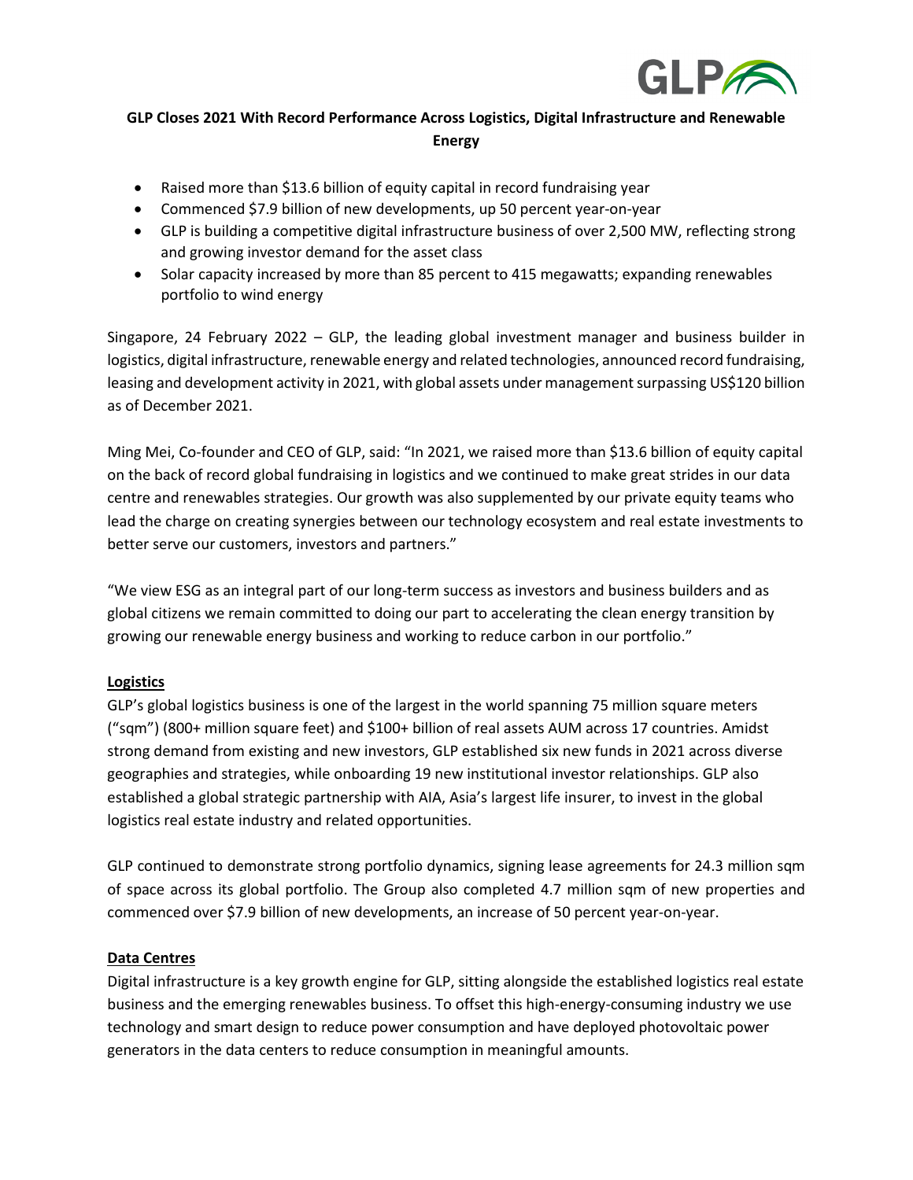# GLP Closes 2021 With Record Performance Across Logistics, Digital Infrastructure and Renewable Energy

- Raised more than $13.6 billion of equity capital in record fundraising year
- Commenced $7.9 billion of new developments, up 50 percent year-on-year
- GLP is building a competitive digital infrastructure business of over 2,500 MW, reflecting strong and growing investor demand for the asset class
- Solar capacity increased by more than 85 percent to 415 megawatts; expanding renewables portfolio to wind energy

Singapore, 24 February 2022 – GLP, the leading global investment manager and business builder in logistics, digital infrastructure, renewable energy and related technologies, announced record fundraising, leasing and development activity in 2021, with global assets under management surpassing US$120 billion as of December 2021.

Ming Mei, Co-founder and CEO of GLP, said: "In 2021, we raised more than $13.6 billion of equity capital on the back of record global fundraising in logistics and we continued to make great strides in our data centre and renewables strategies. Our growth was also supplemented by our private equity teams who lead the charge on creating synergies between our technology ecosystem and real estate investments to better serve our customers, investors and partners."

"We view ESG as an integral part of our long-term success as investors and business builders and as global citizens we remain committed to doing our part to accelerating the clean energy transition by growing our renewable energy business and working to reduce carbon in our portfolio."

## Logistics

GLP's global logistics business is one of the largest in the world spanning 75 million square meters ("sqm") (800+ million square feet) and $100+ billion of real assets AUM across 17 countries. Amidst strong demand from existing and new investors, GLP established six new funds in 2021 across diverse geographies and strategies, while onboarding 19 new institutional investor relationships. GLP also established a global strategic partnership with AIA, Asia's largest life insurer, to invest in the global logistics real estate industry and related opportunities.

GLP continued to demonstrate strong portfolio dynamics, signing lease agreements for 24.3 million sqm of space across its global portfolio. The Group also completed 4.7 million sqm of new properties and commenced over $7.9 billion of new developments, an increase of 50 percent year-on-year.

## Data Centres

Digital infrastructure is a key growth engine for GLP, sitting alongside the established logistics real estate business and the emerging renewables business. To offset this high-energy-consuming industry we use technology and smart design to reduce power consumption and have deployed photovoltaic power generators in the data centers to reduce consumption in meaningful amounts.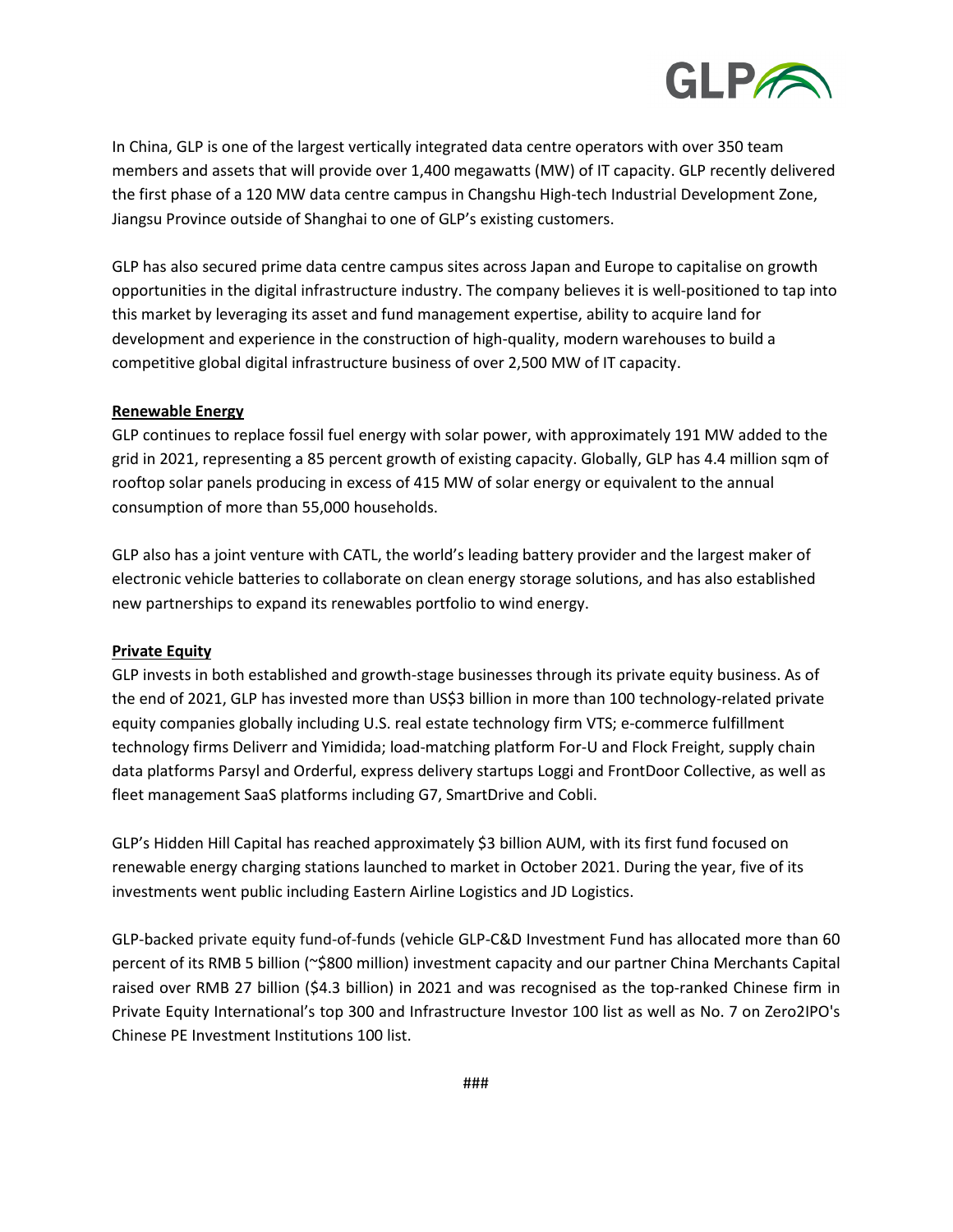In China, GLP is one of the largest vertically integrated data centre operators with over 350 team members and assets that will provide over 1,400 megawatts (MW) of IT capacity. GLP recently delivered the first phase of a 120 MW data centre campus in Changshu High-tech Industrial Development Zone, Jiangsu Province outside of Shanghai to one of GLP's existing customers.

GLP has also secured prime data centre campus sites across Japan and Europe to capitalise on growth opportunities in the digital infrastructure industry. The company believes it is well-positioned to tap into this market by leveraging its asset and fund management expertise, ability to acquire land for development and experience in the construction of high-quality, modern warehouses to build a competitive global digital infrastructure business of over 2,500 MW of IT capacity.

**Renewable Energy**

GLP continues to replace fossil fuel energy with solar power, with approximately 191 MW added to the grid in 2021, representing a 85 percent growth of existing capacity. Globally, GLP has 4.4 million sqm of rooftop solar panels producing in excess of 415 MW of solar energy or equivalent to the annual consumption of more than 55,000 households.

GLP also has a joint venture with CATL, the world's leading battery provider and the largest maker of electronic vehicle batteries to collaborate on clean energy storage solutions, and has also established new partnerships to expand its renewables portfolio to wind energy.

**Private Equity**

GLP invests in both established and growth-stage businesses through its private equity business. As of the end of 2021, GLP has invested more than US$3 billion in more than 100 technology-related private equity companies globally including U.S. real estate technology firm VTS; e-commerce fulfillment technology firms Deliverr and Yimidida; load-matching platform For-U and Flock Freight, supply chain data platforms Parsyl and Orderful, express delivery startups Loggi and FrontDoor Collective, as well as fleet management SaaS platforms including G7, SmartDrive and Cobli.

GLP's Hidden Hill Capital has reached approximately $3 billion AUM, with its first fund focused on renewable energy charging stations launched to market in October 2021. During the year, five of its investments went public including Eastern Airline Logistics and JD Logistics.

GLP-backed private equity fund-of-funds (vehicle GLP-C&D Investment Fund has allocated more than 60 percent of its RMB 5 billion (~$800 million) investment capacity and our partner China Merchants Capital raised over RMB 27 billion ($4.3 billion) in 2021 and was recognised as the top-ranked Chinese firm in Private Equity International's top 300 and Infrastructure Investor 100 list as well as No. 7 on Zero2IPO's Chinese PE Investment Institutions 100 list.

###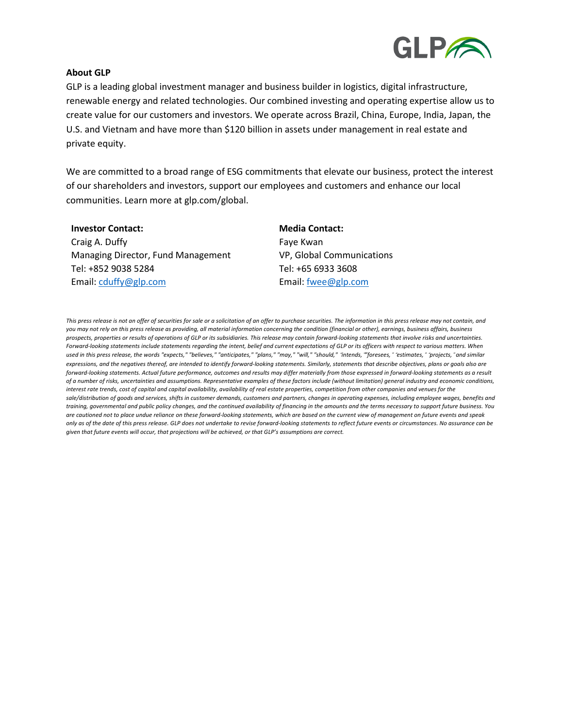**About GLP**

GLP is a leading global investment manager and business builder in logistics, digital infrastructure, renewable energy and related technologies. Our combined investing and operating expertise allow us to create value for our customers and investors. We operate across Brazil, China, Europe, India, Japan, the U.S. and Vietnam and have more than $120 billion in assets under management in real estate and private equity.

We are committed to a broad range of ESG commitments that elevate our business, protect the interest of our shareholders and investors, support our employees and customers and enhance our local communities. Learn more at glp.com/global.

**Investor Contact:**
Craig A. Duffy
Managing Director, Fund Management
Tel: +852 9038 5284
Email: cduffy@glp.com

**Media Contact:**
Faye Kwan
VP, Global Communications
Tel: +65 6933 3608
Email: fwee@glp.com

*This press release is not an offer of securities for sale or a solicitation of an offer to purchase securities. The information in this press release may not contain, and you may not rely on this press release as providing, all material information concerning the condition (financial or other), earnings, business affairs, business prospects, properties or results of operations of GLP or its subsidiaries. This release may contain forward-looking statements that involve risks and uncertainties. Forward-looking statements include statements regarding the intent, belief and current expectations of GLP or its officers with respect to various matters. When used in this press release, the words "expects," "believes," "anticipates," "plans," "may," "will," "should," "intends," "foresees," "estimates," "projects," and similar expressions, and the negatives thereof, are intended to identify forward-looking statements. Similarly, statements that describe objectives, plans or goals also are forward-looking statements. Actual future performance, outcomes and results may differ materially from those expressed in forward-looking statements as a result of a number of risks, uncertainties and assumptions. Representative examples of these factors include (without limitation) general industry and economic conditions, interest rate trends, cost of capital and capital availability, availability of real estate properties, competition from other companies and venues for the sale/distribution of goods and services, shifts in customer demands, customers and partners, changes in operating expenses, including employee wages, benefits and training, governmental and public policy changes, and the continued availability of financing in the amounts and the terms necessary to support future business. You are cautioned not to place undue reliance on these forward-looking statements, which are based on the current view of management on future events and speak only as of the date of this press release. GLP does not undertake to revise forward-looking statements to reflect future events or circumstances. No assurance can be given that future events will occur, that projections will be achieved, or that GLP's assumptions are correct.*